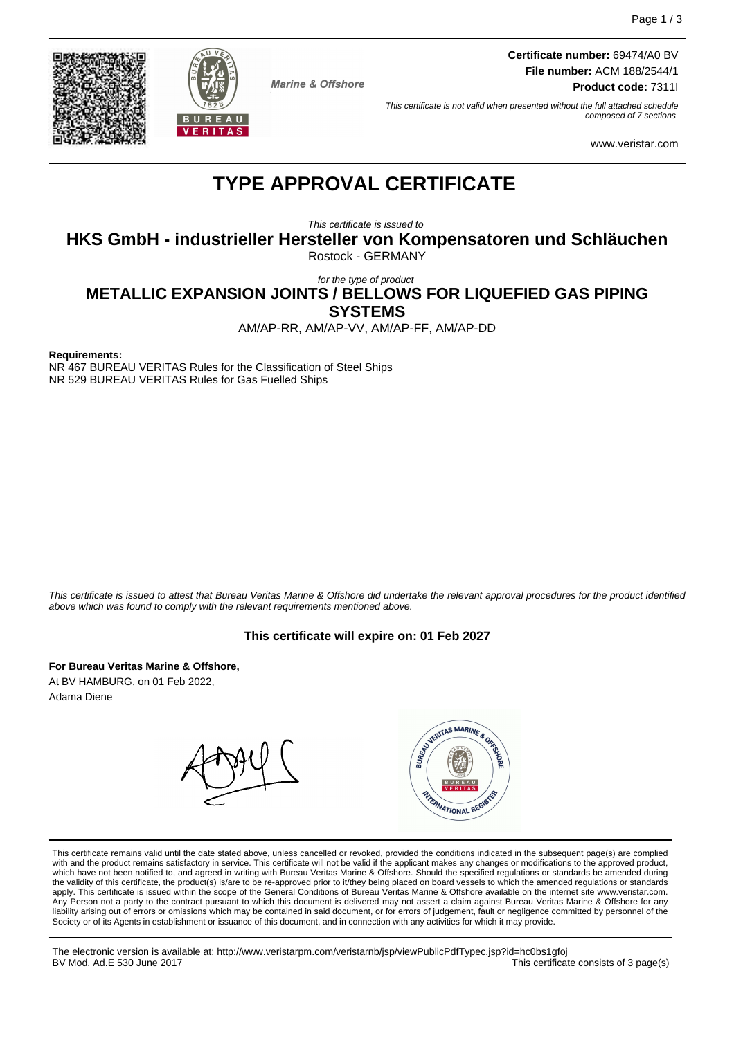Marine & Offshore

**Certificate number:** 69474/A0 BV
**File number:** ACM 188/2544/1
**Product code:** 7311I

*This certificate is not valid when presented without the full attached schedule composed of 7 sections*

www.veristar.com

# TYPE APPROVAL CERTIFICATE

*This certificate is issued to*

## HKS GmbH - industrieller Hersteller von Kompensatoren und Schläuchen

Rostock - GERMANY

*for the type of product*

## METALLIC EXPANSION JOINTS / BELLOWS FOR LIQUEFIED GAS PIPING SYSTEMS

AM/AP-RR, AM/AP-VV, AM/AP-FF, AM/AP-DD

**Requirements:**
NR 467 BUREAU VERITAS Rules for the Classification of Steel Ships
NR 529 BUREAU VERITAS Rules for Gas Fuelled Ships

*This certificate is issued to attest that Bureau Veritas Marine & Offshore did undertake the relevant approval procedures for the product identified above which was found to comply with the relevant requirements mentioned above.*

**This certificate will expire on: 01 Feb 2027**

**For Bureau Veritas Marine & Offshore,**
At BV HAMBURG, on 01 Feb 2022,
Adama Diene

This certificate remains valid until the date stated above, unless cancelled or revoked, provided the conditions indicated in the subsequent page(s) are complied with and the product remains satisfactory in service. This certificate will not be valid if the applicant makes any changes or modifications to the approved product, which have not been notified to, and agreed in writing with Bureau Veritas Marine & Offshore. Should the specified regulations or standards be amended during the validity of this certificate, the product(s) is/are to be re-approved prior to it/they being placed on board vessels to which the amended regulations or standards apply. This certificate is issued within the scope of the General Conditions of Bureau Veritas Marine & Offshore available on the internet site www.veristar.com. Any Person not a party to the contract pursuant to which this document is delivered may not assert a claim against Bureau Veritas Marine & Offshore for any liability arising out of errors or omissions which may be contained in said document, or for errors of judgement, fault or negligence committed by personnel of the Society or of its Agents in establishment or issuance of this document, and in connection with any activities for which it may provide.

The electronic version is available at: http://www.veristarpm.com/veristarnb/jsp/viewPublicPdfTypec.jsp?id=hc0bs1gfoj
BV Mod. Ad.E 530 June 2017
This certificate consists of 3 page(s)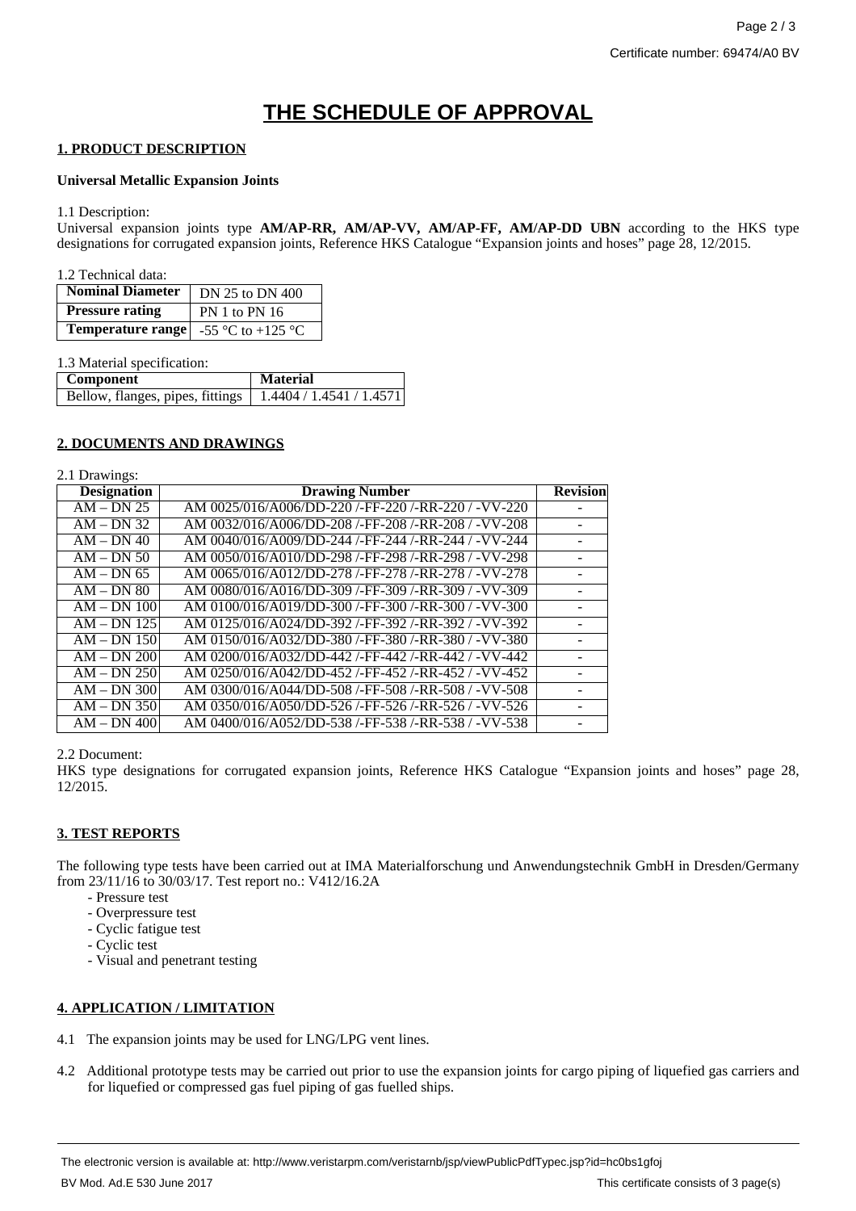# THE SCHEDULE OF APPROVAL

## 1. PRODUCT DESCRIPTION

**Universal Metallic Expansion Joints**

1.1 Description:
Universal expansion joints type **AM/AP-RR, AM/AP-VV, AM/AP-FF, AM/AP-DD UBN** according to the HKS type designations for corrugated expansion joints, Reference HKS Catalogue "Expansion joints and hoses" page 28, 12/2015.

1.2 Technical data:

| | |
|---|---|
| **Nominal Diameter** | DN 25 to DN 400 |
| **Pressure rating** | PN 1 to PN 16 |
| **Temperature range** | -55 °C to +125 °C |

1.3 Material specification:

| Component | Material |
|---|---|
| Bellow, flanges, pipes, fittings | 1.4404 / 1.4541 / 1.4571 |

## 2. DOCUMENTS AND DRAWINGS

2.1 Drawings:

| Designation | Drawing Number | Revision |
|---|---|---|
| AM – DN 25 | AM 0025/016/A006/DD-220 /-FF-220 /-RR-220 / -VV-220 | - |
| AM – DN 32 | AM 0032/016/A006/DD-208 /-FF-208 /-RR-208 / -VV-208 | - |
| AM – DN 40 | AM 0040/016/A009/DD-244 /-FF-244 /-RR-244 / -VV-244 | - |
| AM – DN 50 | AM 0050/016/A010/DD-298 /-FF-298 /-RR-298 / -VV-298 | - |
| AM – DN 65 | AM 0065/016/A012/DD-278 /-FF-278 /-RR-278 / -VV-278 | - |
| AM – DN 80 | AM 0080/016/A016/DD-309 /-FF-309 /-RR-309 / -VV-309 | - |
| AM – DN 100 | AM 0100/016/A019/DD-300 /-FF-300 /-RR-300 / -VV-300 | - |
| AM – DN 125 | AM 0125/016/A024/DD-392 /-FF-392 /-RR-392 / -VV-392 | - |
| AM – DN 150 | AM 0150/016/A032/DD-380 /-FF-380 /-RR-380 / -VV-380 | - |
| AM – DN 200 | AM 0200/016/A032/DD-442 /-FF-442 /-RR-442 / -VV-442 | - |
| AM – DN 250 | AM 0250/016/A042/DD-452 /-FF-452 /-RR-452 / -VV-452 | - |
| AM – DN 300 | AM 0300/016/A044/DD-508 /-FF-508 /-RR-508 / -VV-508 | - |
| AM – DN 350 | AM 0350/016/A050/DD-526 /-FF-526 /-RR-526 / -VV-526 | - |
| AM – DN 400 | AM 0400/016/A052/DD-538 /-FF-538 /-RR-538 / -VV-538 | - |

2.2 Document:
HKS type designations for corrugated expansion joints, Reference HKS Catalogue "Expansion joints and hoses" page 28, 12/2015.

## 3. TEST REPORTS

The following type tests have been carried out at IMA Materialforschung und Anwendungstechnik GmbH in Dresden/Germany from 23/11/16 to 30/03/17. Test report no.: V412/16.2A

- Pressure test
- Overpressure test
- Cyclic fatigue test
- Cyclic test
- Visual and penetrant testing

## 4. APPLICATION / LIMITATION

4.1 The expansion joints may be used for LNG/LPG vent lines.

4.2 Additional prototype tests may be carried out prior to use the expansion joints for cargo piping of liquefied gas carriers and for liquefied or compressed gas fuel piping of gas fuelled ships.

The electronic version is available at: http://www.veristarpm.com/veristarnb/jsp/viewPublicPdfTypec.jsp?id=hc0bs1gfoj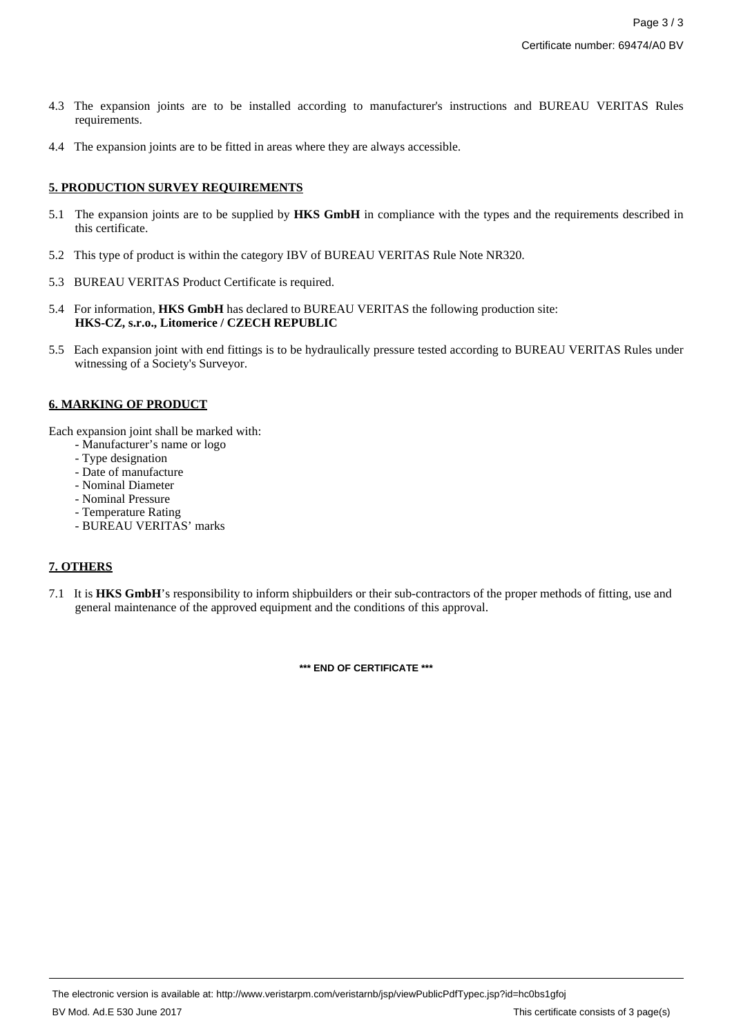4.3 The expansion joints are to be installed according to manufacturer's instructions and BUREAU VERITAS Rules requirements.

4.4 The expansion joints are to be fitted in areas where they are always accessible.

## 5. PRODUCTION SURVEY REQUIREMENTS

5.1 The expansion joints are to be supplied by **HKS GmbH** in compliance with the types and the requirements described in this certificate.

5.2 This type of product is within the category IBV of BUREAU VERITAS Rule Note NR320.

5.3 BUREAU VERITAS Product Certificate is required.

5.4 For information, **HKS GmbH** has declared to BUREAU VERITAS the following production site:
**HKS-CZ, s.r.o., Litomerice / CZECH REPUBLIC**

5.5 Each expansion joint with end fittings is to be hydraulically pressure tested according to BUREAU VERITAS Rules under witnessing of a Society's Surveyor.

## 6. MARKING OF PRODUCT

Each expansion joint shall be marked with:

- Manufacturer's name or logo
- Type designation
- Date of manufacture
- Nominal Diameter
- Nominal Pressure
- Temperature Rating
- BUREAU VERITAS' marks

## 7. OTHERS

7.1 It is **HKS GmbH**'s responsibility to inform shipbuilders or their sub-contractors of the proper methods of fitting, use and general maintenance of the approved equipment and the conditions of this approval.

**\*\*\* END OF CERTIFICATE \*\*\***

The electronic version is available at: http://www.veristarpm.com/veristarnb/jsp/viewPublicPdfTypec.jsp?id=hc0bs1gfoj

BV Mod. Ad.E 530 June 2017